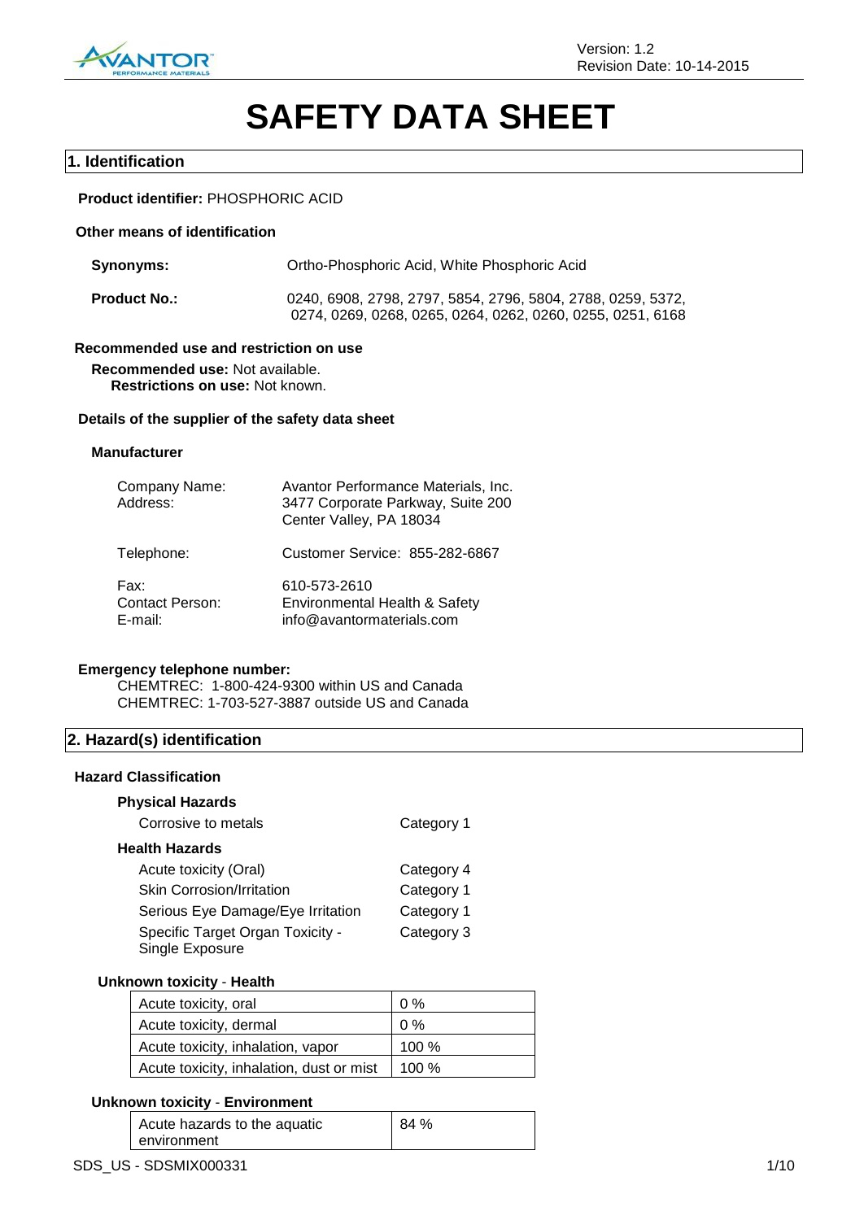Version: 1.2
Revision Date: 10-14-2015

# SAFETY DATA SHEET

## 1. Identification

**Product identifier:** PHOSPHORIC ACID

**Other means of identification**

| | |
|---|---|
| **Synonyms:** | Ortho-Phosphoric Acid, White Phosphoric Acid |
| **Product No.:** | 0240, 6908, 2798, 2797, 5854, 2796, 5804, 2788, 0259, 5372, 0274, 0269, 0268, 0265, 0264, 0262, 0260, 0255, 0251, 6168 |

**Recommended use and restriction on use**

**Recommended use:** Not available.
**Restrictions on use:** Not known.

**Details of the supplier of the safety data sheet**

**Manufacturer**

| | |
|---|---|
| Company Name: | Avantor Performance Materials, Inc. |
| Address: | 3477 Corporate Parkway, Suite 200<br>Center Valley, PA 18034 |
| Telephone: | Customer Service: 855-282-6867 |
| Fax: | 610-573-2610 |
| Contact Person: | Environmental Health & Safety |
| E-mail: | info@avantormaterials.com |

**Emergency telephone number:**
CHEMTREC: 1-800-424-9300 within US and Canada
CHEMTREC: 1-703-527-3887 outside US and Canada

## 2. Hazard(s) identification

**Hazard Classification**

**Physical Hazards**

| | |
|---|---|
| Corrosive to metals | Category 1 |

**Health Hazards**

| | |
|---|---|
| Acute toxicity (Oral) | Category 4 |
| Skin Corrosion/Irritation | Category 1 |
| Serious Eye Damage/Eye Irritation | Category 1 |
| Specific Target Organ Toxicity - Single Exposure | Category 3 |

**Unknown toxicity - Health**

| | |
|---|---|
| Acute toxicity, oral | 0 % |
| Acute toxicity, dermal | 0 % |
| Acute toxicity, inhalation, vapor | 100 % |
| Acute toxicity, inhalation, dust or mist | 100 % |

**Unknown toxicity - Environment**

| | |
|---|---|
| Acute hazards to the aquatic environment | 84 % |

SDS_US - SDSMIX000331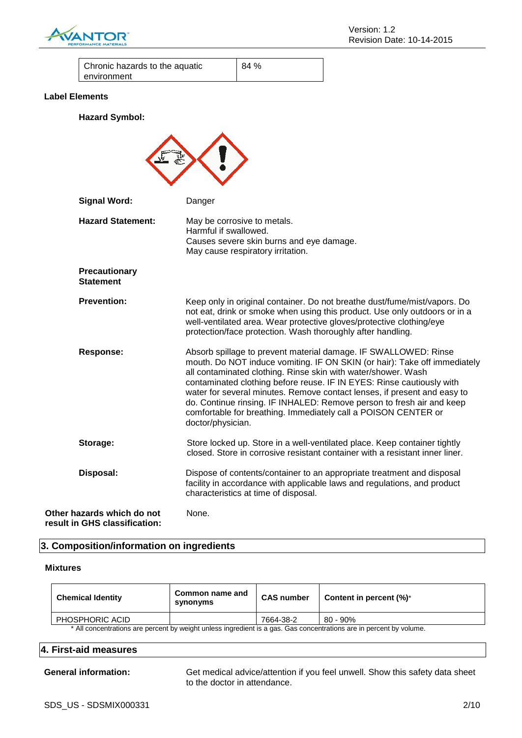| Chronic hazards to the aquatic environment | 84 % |
|---|---|

**Label Elements**

**Hazard Symbol:**

**Signal Word:** Danger

**Hazard Statement:**
May be corrosive to metals.
Harmful if swallowed.
Causes severe skin burns and eye damage.
May cause respiratory irritation.

**Precautionary Statement**

**Prevention:** Keep only in original container. Do not breathe dust/fume/mist/vapors. Do not eat, drink or smoke when using this product. Use only outdoors or in a well-ventilated area. Wear protective gloves/protective clothing/eye protection/face protection. Wash thoroughly after handling.

**Response:** Absorb spillage to prevent material damage. IF SWALLOWED: Rinse mouth. Do NOT induce vomiting. IF ON SKIN (or hair): Take off immediately all contaminated clothing. Rinse skin with water/shower. Wash contaminated clothing before reuse. IF IN EYES: Rinse cautiously with water for several minutes. Remove contact lenses, if present and easy to do. Continue rinsing. IF INHALED: Remove person to fresh air and keep comfortable for breathing. Immediately call a POISON CENTER or doctor/physician.

**Storage:** Store locked up. Store in a well-ventilated place. Keep container tightly closed. Store in corrosive resistant container with a resistant inner liner.

**Disposal:** Dispose of contents/container to an appropriate treatment and disposal facility in accordance with applicable laws and regulations, and product characteristics at time of disposal.

**Other hazards which do not result in GHS classification:** None.

## 3. Composition/information on ingredients

**Mixtures**

| Chemical Identity | Common name and synonyms | CAS number | Content in percent (%)* |
|---|---|---|---|
| PHOSPHORIC ACID | | 7664-38-2 | 80 - 90% |

* All concentrations are percent by weight unless ingredient is a gas. Gas concentrations are in percent by volume.

## 4. First-aid measures

**General information:** Get medical advice/attention if you feel unwell. Show this safety data sheet to the doctor in attendance.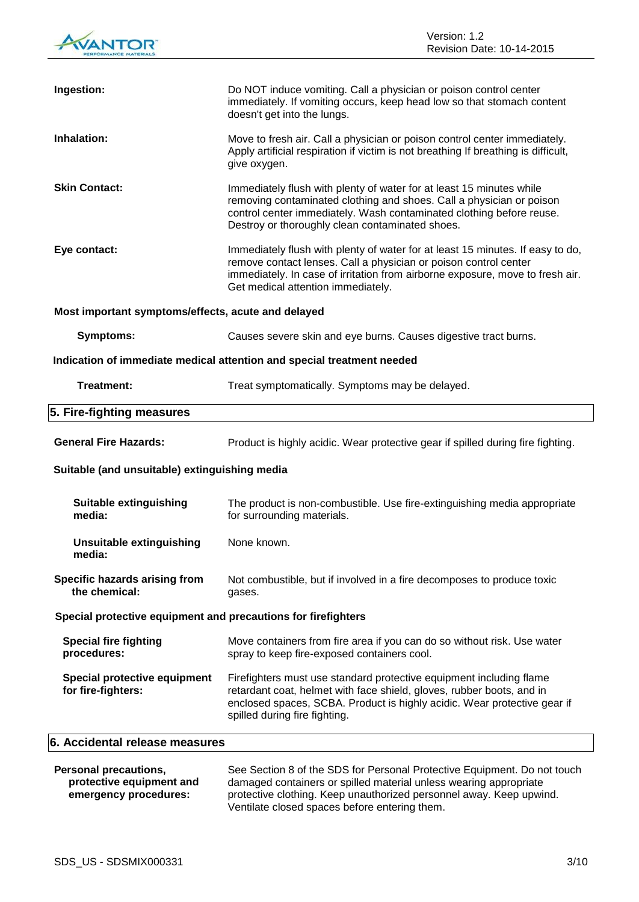**Ingestion:** Do NOT induce vomiting. Call a physician or poison control center immediately. If vomiting occurs, keep head low so that stomach content doesn't get into the lungs.

**Inhalation:** Move to fresh air. Call a physician or poison control center immediately. Apply artificial respiration if victim is not breathing If breathing is difficult, give oxygen.

**Skin Contact:** Immediately flush with plenty of water for at least 15 minutes while removing contaminated clothing and shoes. Call a physician or poison control center immediately. Wash contaminated clothing before reuse. Destroy or thoroughly clean contaminated shoes.

**Eye contact:** Immediately flush with plenty of water for at least 15 minutes. If easy to do, remove contact lenses. Call a physician or poison control center immediately. In case of irritation from airborne exposure, move to fresh air. Get medical attention immediately.

**Most important symptoms/effects, acute and delayed**

**Symptoms:** Causes severe skin and eye burns. Causes digestive tract burns.

**Indication of immediate medical attention and special treatment needed**

**Treatment:** Treat symptomatically. Symptoms may be delayed.

## 5. Fire-fighting measures

**General Fire Hazards:** Product is highly acidic. Wear protective gear if spilled during fire fighting.

**Suitable (and unsuitable) extinguishing media**

**Suitable extinguishing media:** The product is non-combustible. Use fire-extinguishing media appropriate for surrounding materials.

**Unsuitable extinguishing media:** None known.

**Specific hazards arising from the chemical:** Not combustible, but if involved in a fire decomposes to produce toxic gases.

**Special protective equipment and precautions for firefighters**

**Special fire fighting procedures:** Move containers from fire area if you can do so without risk. Use water spray to keep fire-exposed containers cool.

**Special protective equipment for fire-fighters:** Firefighters must use standard protective equipment including flame retardant coat, helmet with face shield, gloves, rubber boots, and in enclosed spaces, SCBA. Product is highly acidic. Wear protective gear if spilled during fire fighting.

## 6. Accidental release measures

**Personal precautions, protective equipment and emergency procedures:** See Section 8 of the SDS for Personal Protective Equipment. Do not touch damaged containers or spilled material unless wearing appropriate protective clothing. Keep unauthorized personnel away. Keep upwind. Ventilate closed spaces before entering them.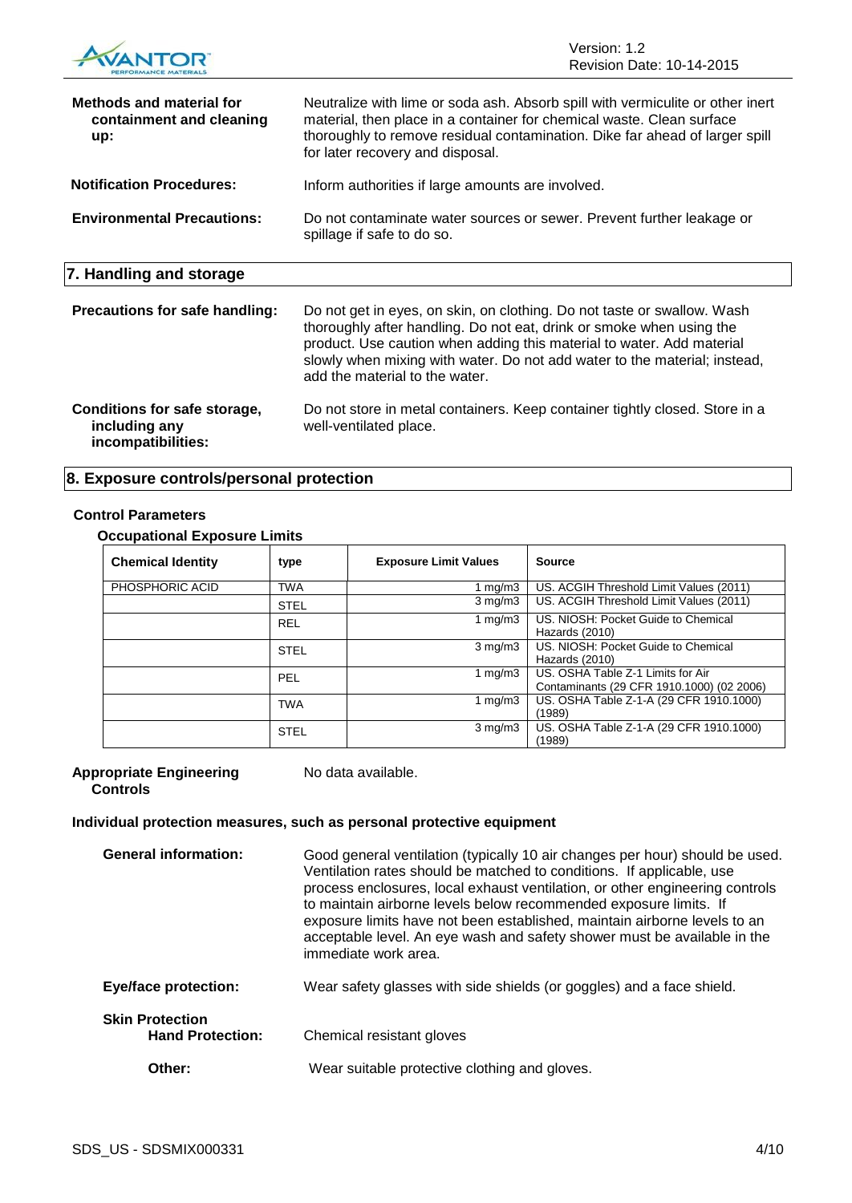**Methods and material for containment and cleaning up:** Neutralize with lime or soda ash. Absorb spill with vermiculite or other inert material, then place in a container for chemical waste. Clean surface thoroughly to remove residual contamination. Dike far ahead of larger spill for later recovery and disposal.

**Notification Procedures:** Inform authorities if large amounts are involved.

**Environmental Precautions:** Do not contaminate water sources or sewer. Prevent further leakage or spillage if safe to do so.

## 7. Handling and storage

**Precautions for safe handling:** Do not get in eyes, on skin, on clothing. Do not taste or swallow. Wash thoroughly after handling. Do not eat, drink or smoke when using the product. Use caution when adding this material to water. Add material slowly when mixing with water. Do not add water to the material; instead, add the material to the water.

**Conditions for safe storage, including any incompatibilities:** Do not store in metal containers. Keep container tightly closed. Store in a well-ventilated place.

## 8. Exposure controls/personal protection

### Control Parameters

**Occupational Exposure Limits**

| Chemical Identity | type | Exposure Limit Values | Source |
|---|---|---|---|
| PHOSPHORIC ACID | TWA | 1 mg/m3 | US. ACGIH Threshold Limit Values (2011) |
| | STEL | 3 mg/m3 | US. ACGIH Threshold Limit Values (2011) |
| | REL | 1 mg/m3 | US. NIOSH: Pocket Guide to Chemical Hazards (2010) |
| | STEL | 3 mg/m3 | US. NIOSH: Pocket Guide to Chemical Hazards (2010) |
| | PEL | 1 mg/m3 | US. OSHA Table Z-1 Limits for Air Contaminants (29 CFR 1910.1000) (02 2006) |
| | TWA | 1 mg/m3 | US. OSHA Table Z-1-A (29 CFR 1910.1000) (1989) |
| | STEL | 3 mg/m3 | US. OSHA Table Z-1-A (29 CFR 1910.1000) (1989) |

**Appropriate Engineering Controls:** No data available.

### Individual protection measures, such as personal protective equipment

**General information:** Good general ventilation (typically 10 air changes per hour) should be used. Ventilation rates should be matched to conditions. If applicable, use process enclosures, local exhaust ventilation, or other engineering controls to maintain airborne levels below recommended exposure limits. If exposure limits have not been established, maintain airborne levels to an acceptable level. An eye wash and safety shower must be available in the immediate work area.

**Eye/face protection:** Wear safety glasses with side shields (or goggles) and a face shield.

**Skin Protection**

**Hand Protection:** Chemical resistant gloves

**Other:** Wear suitable protective clothing and gloves.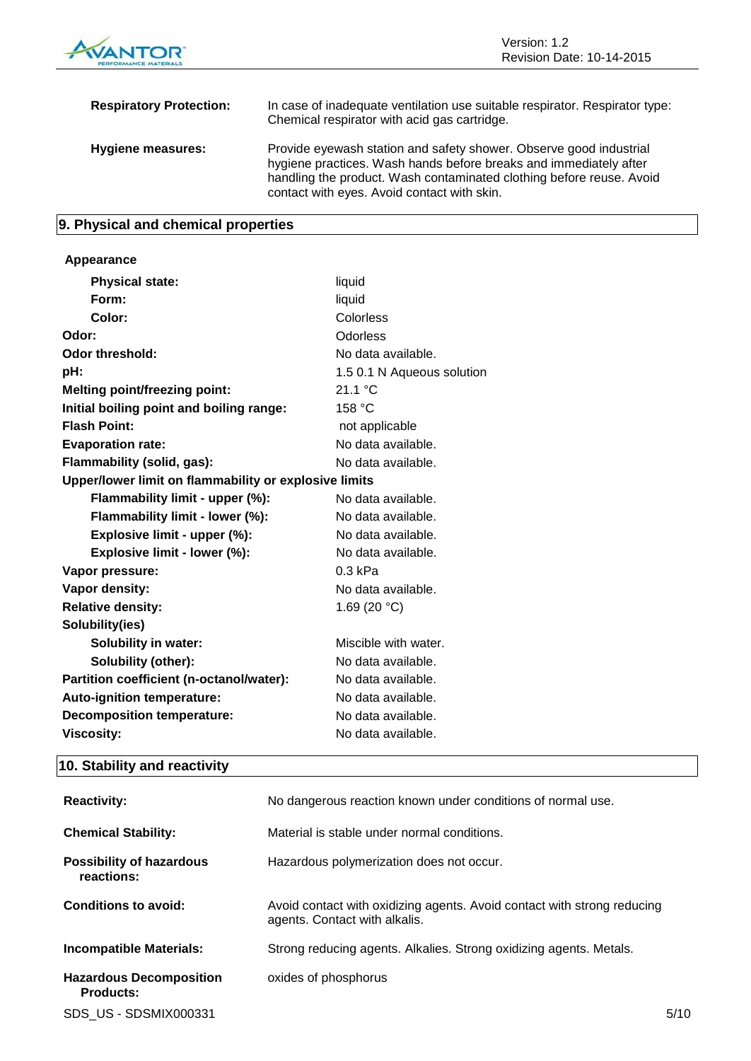| | |
|---|---|
| **Respiratory Protection:** | In case of inadequate ventilation use suitable respirator. Respirator type: Chemical respirator with acid gas cartridge. |
| **Hygiene measures:** | Provide eyewash station and safety shower. Observe good industrial hygiene practices. Wash hands before breaks and immediately after handling the product. Wash contaminated clothing before reuse. Avoid contact with eyes. Avoid contact with skin. |

## 9. Physical and chemical properties

**Appearance**

| | |
|---|---|
| **Physical state:** | liquid |
| **Form:** | liquid |
| **Color:** | Colorless |
| **Odor:** | Odorless |
| **Odor threshold:** | No data available. |
| **pH:** | 1.5 0.1 N Aqueous solution |
| **Melting point/freezing point:** | 21.1 °C |
| **Initial boiling point and boiling range:** | 158 °C |
| **Flash Point:** | not applicable |
| **Evaporation rate:** | No data available. |
| **Flammability (solid, gas):** | No data available. |
| **Upper/lower limit on flammability or explosive limits** | |
| **Flammability limit - upper (%):** | No data available. |
| **Flammability limit - lower (%):** | No data available. |
| **Explosive limit - upper (%):** | No data available. |
| **Explosive limit - lower (%):** | No data available. |
| **Vapor pressure:** | 0.3 kPa |
| **Vapor density:** | No data available. |
| **Relative density:** | 1.69 (20 °C) |
| **Solubility(ies)** | |
| **Solubility in water:** | Miscible with water. |
| **Solubility (other):** | No data available. |
| **Partition coefficient (n-octanol/water):** | No data available. |
| **Auto-ignition temperature:** | No data available. |
| **Decomposition temperature:** | No data available. |
| **Viscosity:** | No data available. |

## 10. Stability and reactivity

| | |
|---|---|
| **Reactivity:** | No dangerous reaction known under conditions of normal use. |
| **Chemical Stability:** | Material is stable under normal conditions. |
| **Possibility of hazardous reactions:** | Hazardous polymerization does not occur. |
| **Conditions to avoid:** | Avoid contact with oxidizing agents. Avoid contact with strong reducing agents. Contact with alkalis. |
| **Incompatible Materials:** | Strong reducing agents. Alkalies. Strong oxidizing agents. Metals. |
| **Hazardous Decomposition Products:** | oxides of phosphorus |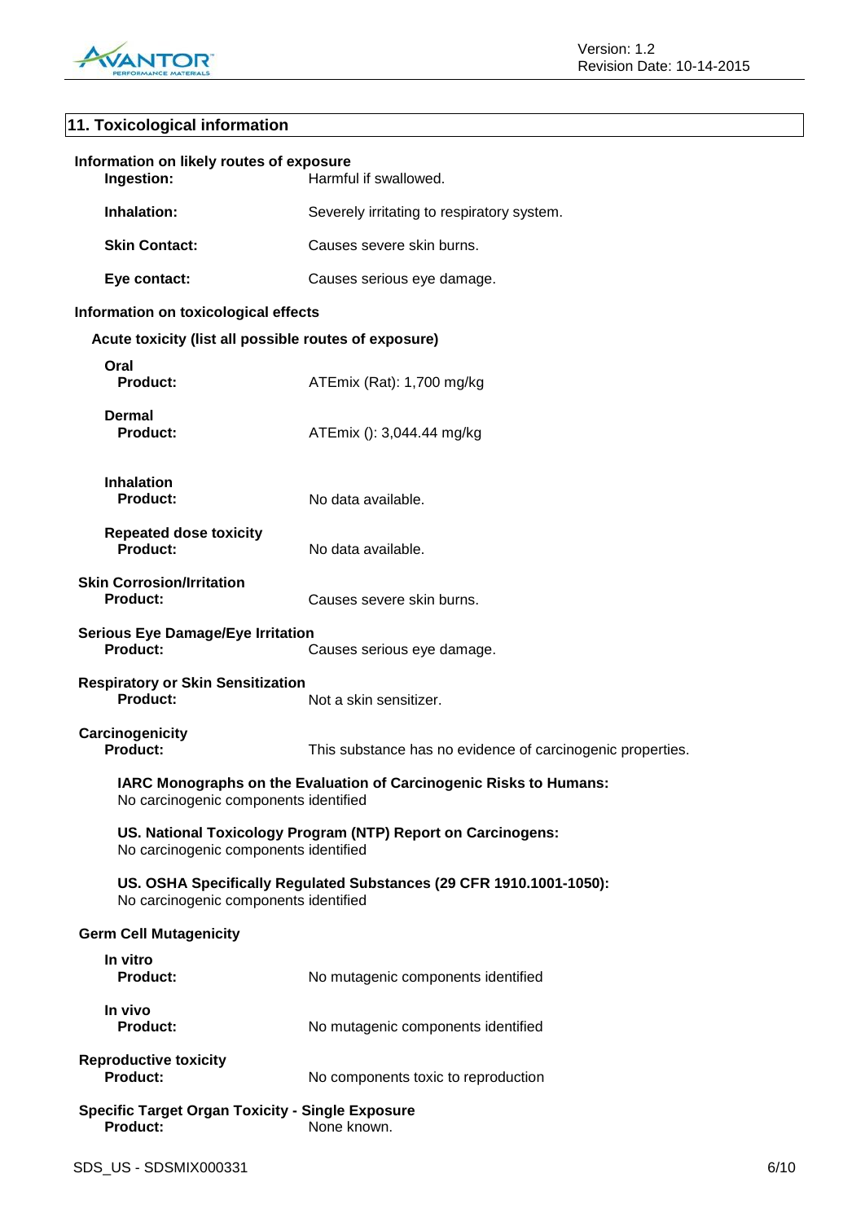## 11. Toxicological information

**Information on likely routes of exposure**

**Ingestion:** Harmful if swallowed.

**Inhalation:** Severely irritating to respiratory system.

**Skin Contact:** Causes severe skin burns.

**Eye contact:** Causes serious eye damage.

**Information on toxicological effects**

**Acute toxicity (list all possible routes of exposure)**

**Oral**
**Product:** ATEmix (Rat): 1,700 mg/kg

**Dermal**
**Product:** ATEmix (): 3,044.44 mg/kg

**Inhalation**
**Product:** No data available.

**Repeated dose toxicity**
**Product:** No data available.

**Skin Corrosion/Irritation**
**Product:** Causes severe skin burns.

**Serious Eye Damage/Eye Irritation**
**Product:** Causes serious eye damage.

**Respiratory or Skin Sensitization**
**Product:** Not a skin sensitizer.

**Carcinogenicity**
**Product:** This substance has no evidence of carcinogenic properties.

**IARC Monographs on the Evaluation of Carcinogenic Risks to Humans:**
No carcinogenic components identified

**US. National Toxicology Program (NTP) Report on Carcinogens:**
No carcinogenic components identified

**US. OSHA Specifically Regulated Substances (29 CFR 1910.1001-1050):**
No carcinogenic components identified

**Germ Cell Mutagenicity**

**In vitro**
**Product:** No mutagenic components identified

**In vivo**
**Product:** No mutagenic components identified

**Reproductive toxicity**
**Product:** No components toxic to reproduction

**Specific Target Organ Toxicity - Single Exposure**
**Product:** None known.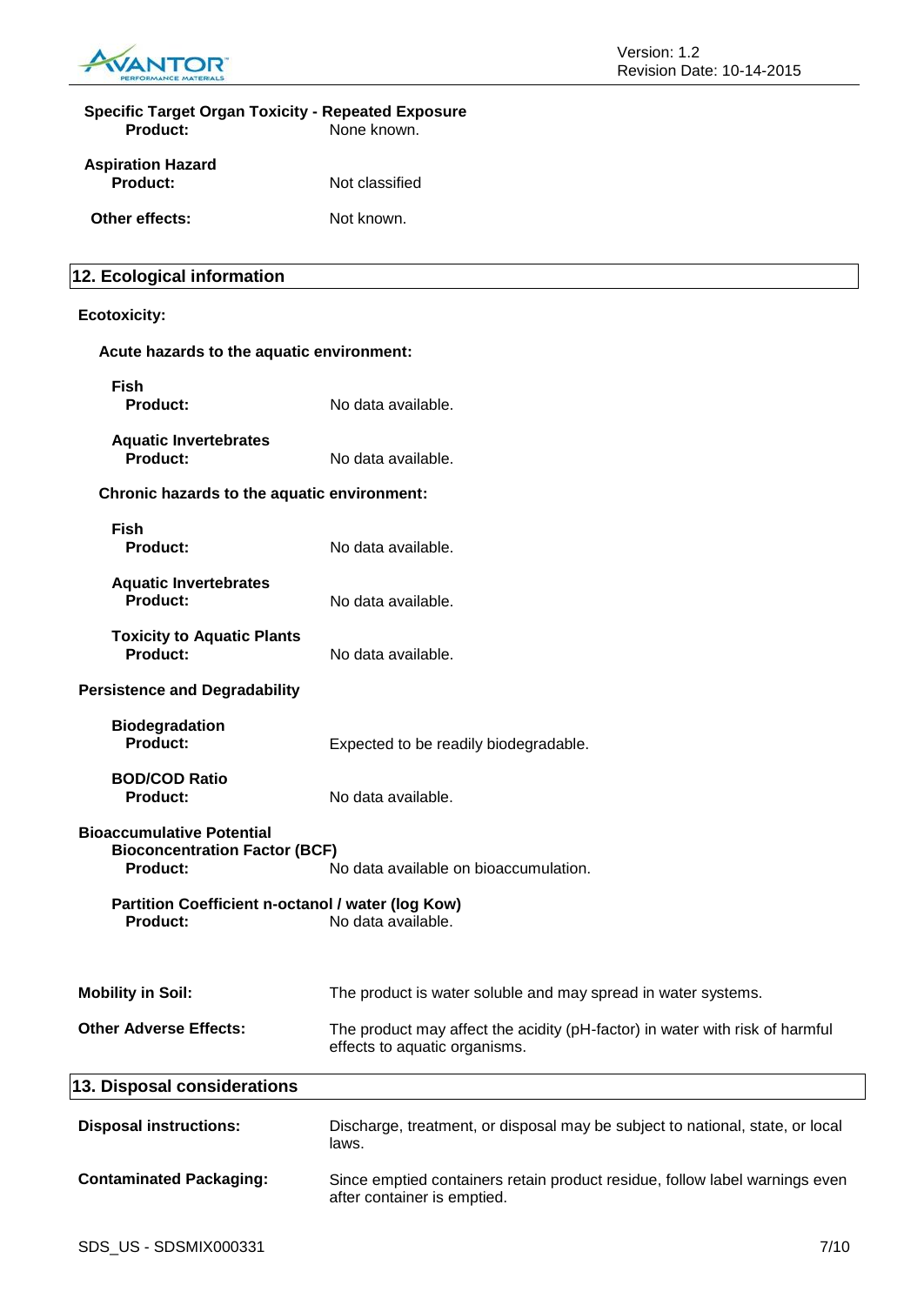**Specific Target Organ Toxicity - Repeated Exposure**

**Product:** None known.

**Aspiration Hazard**

**Product:** Not classified

**Other effects:** Not known.

## 12. Ecological information

**Ecotoxicity:**

**Acute hazards to the aquatic environment:**

**Fish**

**Product:** No data available.

**Aquatic Invertebrates**

**Product:** No data available.

**Chronic hazards to the aquatic environment:**

**Fish**

**Product:** No data available.

**Aquatic Invertebrates**

**Product:** No data available.

**Toxicity to Aquatic Plants**

**Product:** No data available.

**Persistence and Degradability**

**Biodegradation**

**Product:** Expected to be readily biodegradable.

**BOD/COD Ratio**

**Product:** No data available.

**Bioaccumulative Potential**

**Bioconcentration Factor (BCF)**

**Product:** No data available on bioaccumulation.

**Partition Coefficient n-octanol / water (log Kow)**

**Product:** No data available.

**Mobility in Soil:** The product is water soluble and may spread in water systems.

**Other Adverse Effects:** The product may affect the acidity (pH-factor) in water with risk of harmful effects to aquatic organisms.

## 13. Disposal considerations

**Disposal instructions:** Discharge, treatment, or disposal may be subject to national, state, or local laws.

**Contaminated Packaging:** Since emptied containers retain product residue, follow label warnings even after container is emptied.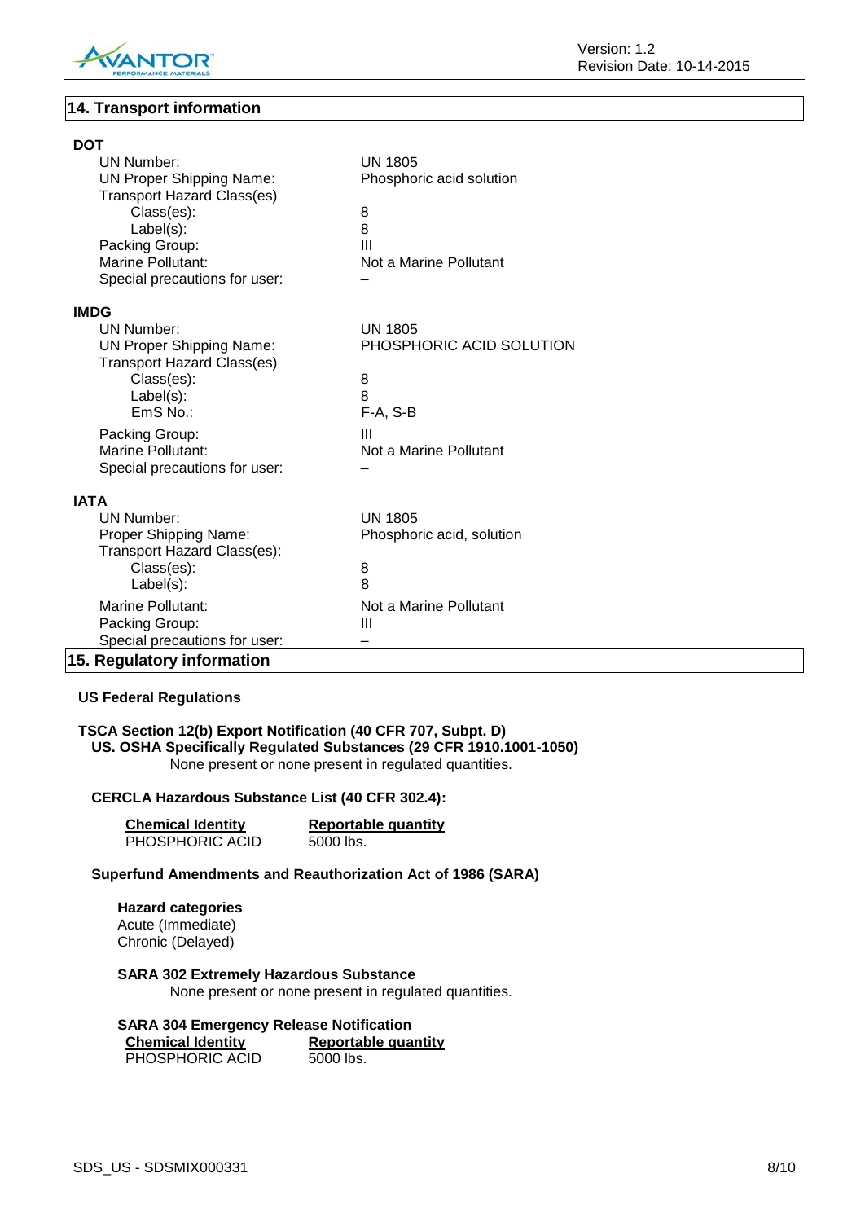## 14. Transport information

### DOT

| | |
|---|---|
| UN Number: | UN 1805 |
| UN Proper Shipping Name: | Phosphoric acid solution |
| Transport Hazard Class(es) | |
| Class(es): | 8 |
| Label(s): | 8 |
| Packing Group: | III |
| Marine Pollutant: | Not a Marine Pollutant |
| Special precautions for user: | – |

### IMDG

| | |
|---|---|
| UN Number: | UN 1805 |
| UN Proper Shipping Name: | PHOSPHORIC ACID SOLUTION |
| Transport Hazard Class(es) | |
| Class(es): | 8 |
| Label(s): | 8 |
| EmS No.: | F-A, S-B |
| Packing Group: | III |
| Marine Pollutant: | Not a Marine Pollutant |
| Special precautions for user: | – |

### IATA

| | |
|---|---|
| UN Number: | UN 1805 |
| Proper Shipping Name: | Phosphoric acid, solution |
| Transport Hazard Class(es): | |
| Class(es): | 8 |
| Label(s): | 8 |
| Marine Pollutant: | Not a Marine Pollutant |
| Packing Group: | III |
| Special precautions for user: | – |

## 15. Regulatory information

**US Federal Regulations**

**TSCA Section 12(b) Export Notification (40 CFR 707, Subpt. D)**

**US. OSHA Specifically Regulated Substances (29 CFR 1910.1001-1050)**

None present or none present in regulated quantities.

**CERCLA Hazardous Substance List (40 CFR 302.4):**

| Chemical Identity | Reportable quantity |
|---|---|
| PHOSPHORIC ACID | 5000 lbs. |

**Superfund Amendments and Reauthorization Act of 1986 (SARA)**

**Hazard categories**

Acute (Immediate)
Chronic (Delayed)

**SARA 302 Extremely Hazardous Substance**

None present or none present in regulated quantities.

**SARA 304 Emergency Release Notification**

| Chemical Identity | Reportable quantity |
|---|---|
| PHOSPHORIC ACID | 5000 lbs. |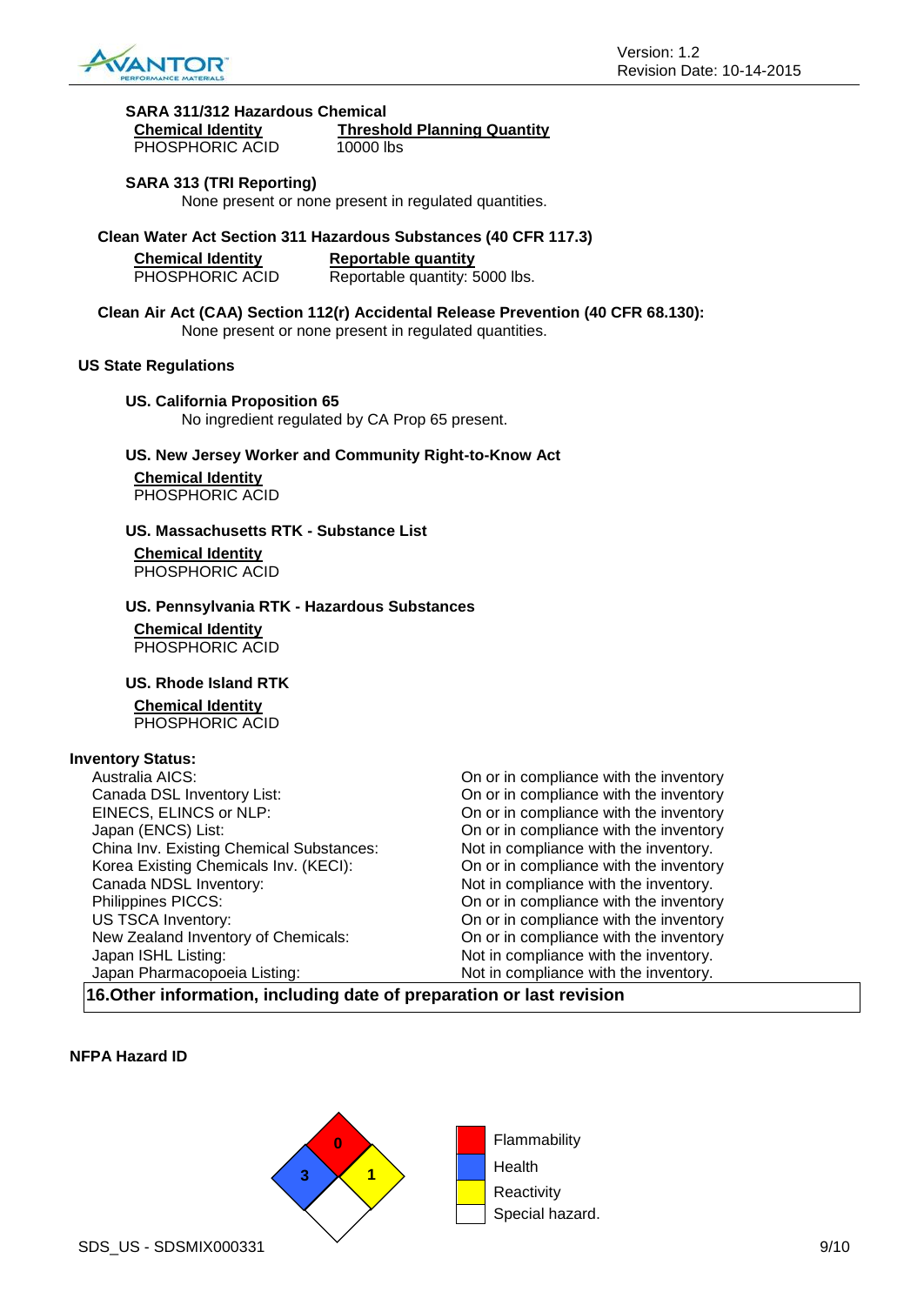**SARA 311/312 Hazardous Chemical**

| Chemical Identity | Threshold Planning Quantity |
|---|---|
| PHOSPHORIC ACID | 10000 lbs |

**SARA 313 (TRI Reporting)**

None present or none present in regulated quantities.

**Clean Water Act Section 311 Hazardous Substances (40 CFR 117.3)**

| Chemical Identity | Reportable quantity |
|---|---|
| PHOSPHORIC ACID | Reportable quantity: 5000 lbs. |

**Clean Air Act (CAA) Section 112(r) Accidental Release Prevention (40 CFR 68.130):**

None present or none present in regulated quantities.

**US State Regulations**

**US. California Proposition 65**

No ingredient regulated by CA Prop 65 present.

**US. New Jersey Worker and Community Right-to-Know Act**

**Chemical Identity**

PHOSPHORIC ACID

**US. Massachusetts RTK - Substance List**

**Chemical Identity**

PHOSPHORIC ACID

**US. Pennsylvania RTK - Hazardous Substances**

**Chemical Identity**

PHOSPHORIC ACID

**US. Rhode Island RTK**

**Chemical Identity**

PHOSPHORIC ACID

**Inventory Status:**

| Inventory | Status |
|---|---|
| Australia AICS: | On or in compliance with the inventory |
| Canada DSL Inventory List: | On or in compliance with the inventory |
| EINECS, ELINCS or NLP: | On or in compliance with the inventory |
| Japan (ENCS) List: | On or in compliance with the inventory |
| China Inv. Existing Chemical Substances: | Not in compliance with the inventory. |
| Korea Existing Chemicals Inv. (KECI): | On or in compliance with the inventory |
| Canada NDSL Inventory: | Not in compliance with the inventory. |
| Philippines PICCS: | On or in compliance with the inventory |
| US TSCA Inventory: | On or in compliance with the inventory |
| New Zealand Inventory of Chemicals: | On or in compliance with the inventory |
| Japan ISHL Listing: | Not in compliance with the inventory. |
| Japan Pharmacopoeia Listing: | Not in compliance with the inventory. |

## 16.Other information, including date of preparation or last revision

**NFPA Hazard ID**

| Hazard | Rating |
|---|---|
| Flammability | 0 |
| Health | 3 |
| Reactivity | 1 |
| Special hazard. | |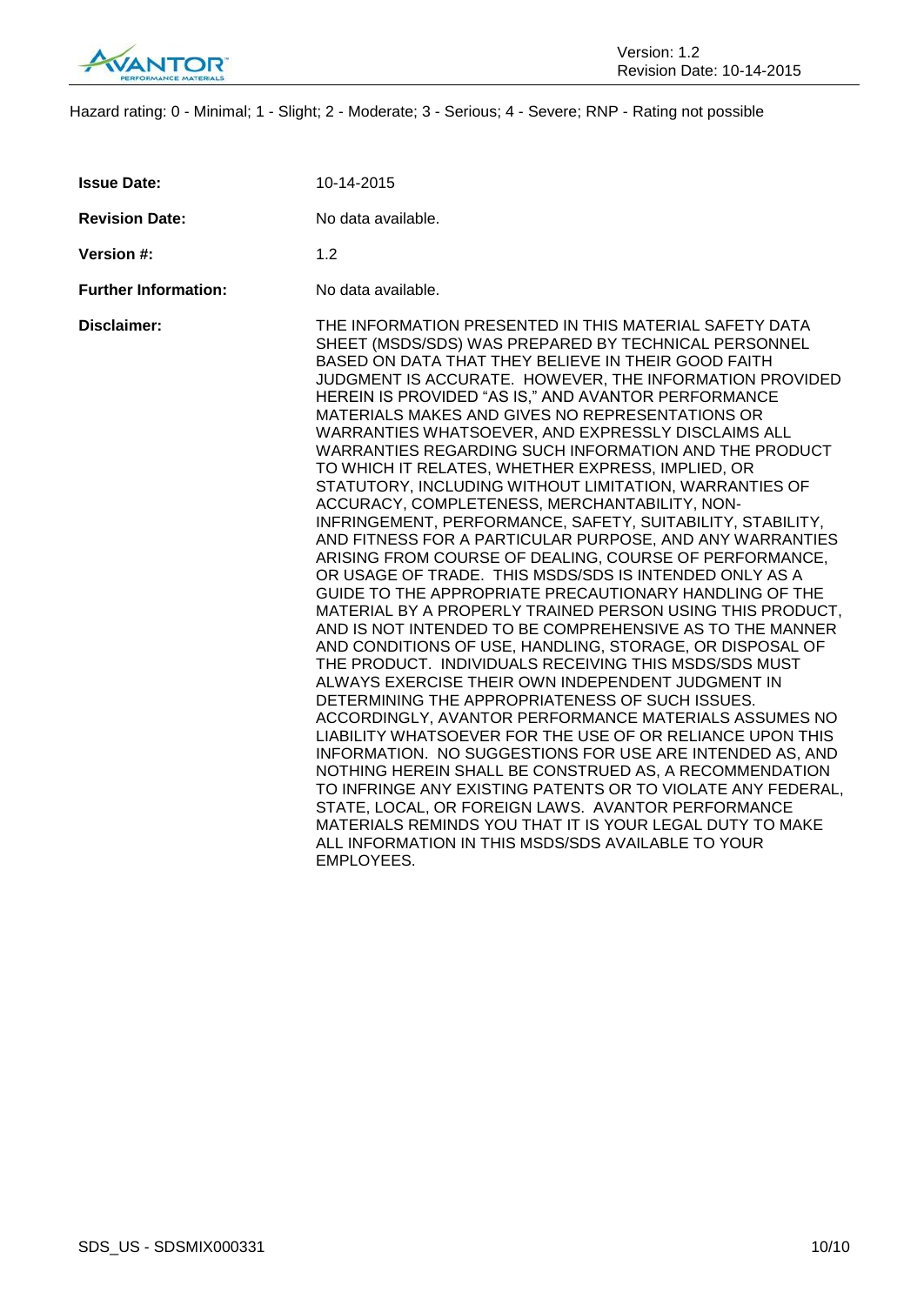Hazard rating: 0 - Minimal; 1 - Slight; 2 - Moderate; 3 - Serious; 4 - Severe; RNP - Rating not possible

| | |
|---|---|
| **Issue Date:** | 10-14-2015 |
| **Revision Date:** | No data available. |
| **Version #:** | 1.2 |
| **Further Information:** | No data available. |
| **Disclaimer:** | THE INFORMATION PRESENTED IN THIS MATERIAL SAFETY DATA SHEET (MSDS/SDS) WAS PREPARED BY TECHNICAL PERSONNEL BASED ON DATA THAT THEY BELIEVE IN THEIR GOOD FAITH JUDGMENT IS ACCURATE. HOWEVER, THE INFORMATION PROVIDED HEREIN IS PROVIDED "AS IS," AND AVANTOR PERFORMANCE MATERIALS MAKES AND GIVES NO REPRESENTATIONS OR WARRANTIES WHATSOEVER, AND EXPRESSLY DISCLAIMS ALL WARRANTIES REGARDING SUCH INFORMATION AND THE PRODUCT TO WHICH IT RELATES, WHETHER EXPRESS, IMPLIED, OR STATUTORY, INCLUDING WITHOUT LIMITATION, WARRANTIES OF ACCURACY, COMPLETENESS, MERCHANTABILITY, NON-INFRINGEMENT, PERFORMANCE, SAFETY, SUITABILITY, STABILITY, AND FITNESS FOR A PARTICULAR PURPOSE, AND ANY WARRANTIES ARISING FROM COURSE OF DEALING, COURSE OF PERFORMANCE, OR USAGE OF TRADE. THIS MSDS/SDS IS INTENDED ONLY AS A GUIDE TO THE APPROPRIATE PRECAUTIONARY HANDLING OF THE MATERIAL BY A PROPERLY TRAINED PERSON USING THIS PRODUCT, AND IS NOT INTENDED TO BE COMPREHENSIVE AS TO THE MANNER AND CONDITIONS OF USE, HANDLING, STORAGE, OR DISPOSAL OF THE PRODUCT. INDIVIDUALS RECEIVING THIS MSDS/SDS MUST ALWAYS EXERCISE THEIR OWN INDEPENDENT JUDGMENT IN DETERMINING THE APPROPRIATENESS OF SUCH ISSUES. ACCORDINGLY, AVANTOR PERFORMANCE MATERIALS ASSUMES NO LIABILITY WHATSOEVER FOR THE USE OF OR RELIANCE UPON THIS INFORMATION. NO SUGGESTIONS FOR USE ARE INTENDED AS, AND NOTHING HEREIN SHALL BE CONSTRUED AS, A RECOMMENDATION TO INFRINGE ANY EXISTING PATENTS OR TO VIOLATE ANY FEDERAL, STATE, LOCAL, OR FOREIGN LAWS. AVANTOR PERFORMANCE MATERIALS REMINDS YOU THAT IT IS YOUR LEGAL DUTY TO MAKE ALL INFORMATION IN THIS MSDS/SDS AVAILABLE TO YOUR EMPLOYEES. |